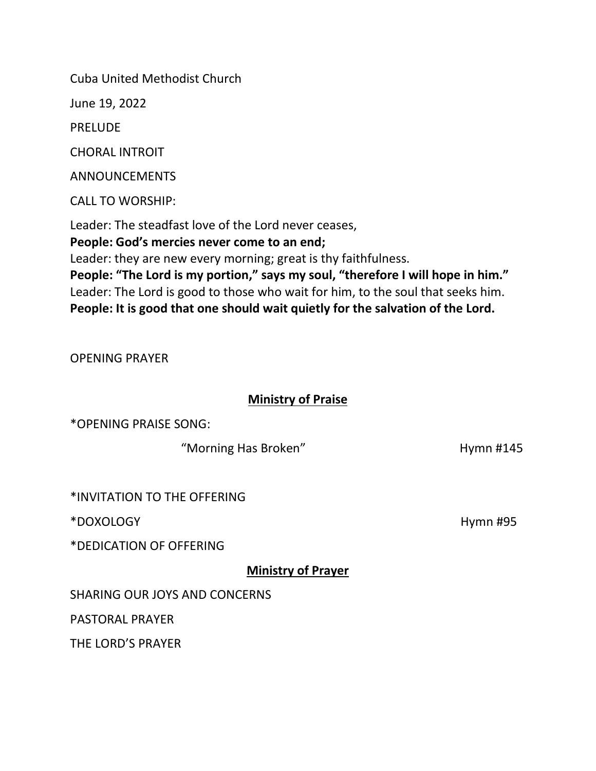Cuba United Methodist Church

June 19, 2022

PRELUDE

CHORAL INTROIT

ANNOUNCEMENTS

CALL TO WORSHIP:

Leader: The steadfast love of the Lord never ceases,
**People: God's mercies never come to an end;**
Leader: they are new every morning; great is thy faithfulness.
**People: "The Lord is my portion," says my soul, "therefore I will hope in him."**
Leader: The Lord is good to those who wait for him, to the soul that seeks him.
**People: It is good that one should wait quietly for the salvation of the Lord.**

OPENING PRAYER

## Ministry of Praise

*OPENING PRAISE SONG:

"Morning Has Broken" Hymn #145

*INVITATION TO THE OFFERING

*DOXOLOGY Hymn #95

*DEDICATION OF OFFERING

## Ministry of Prayer

SHARING OUR JOYS AND CONCERNS

PASTORAL PRAYER

THE LORD'S PRAYER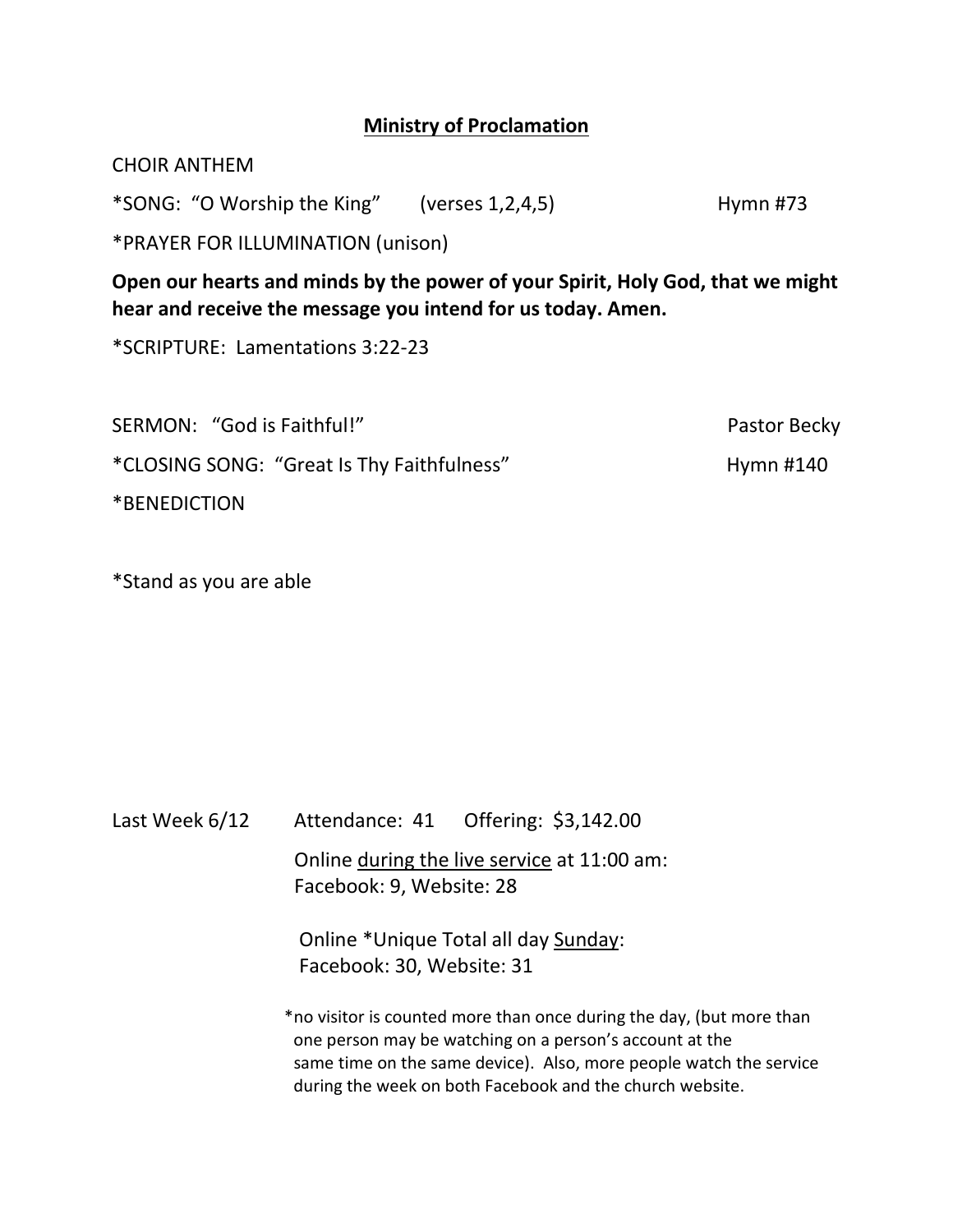## Ministry of Proclamation

CHOIR ANTHEM

*SONG: "O Worship the King" (verses 1,2,4,5) Hymn #73

*PRAYER FOR ILLUMINATION (unison)

**Open our hearts and minds by the power of your Spirit, Holy God, that we might hear and receive the message you intend for us today. Amen.**

*SCRIPTURE: Lamentations 3:22-23

SERMON: "God is Faithful!" Pastor Becky

*CLOSING SONG: "Great Is Thy Faithfulness" Hymn #140

*BENEDICTION

*Stand as you are able

Last Week 6/12 Attendance: 41 Offering: $3,142.00

Online <u>during the live service</u> at 11:00 am:
Facebook: 9, Website: 28

Online *Unique Total all day <u>Sunday</u>:
Facebook: 30, Website: 31

*no visitor is counted more than once during the day, (but more than one person may be watching on a person's account at the same time on the same device). Also, more people watch the service during the week on both Facebook and the church website.